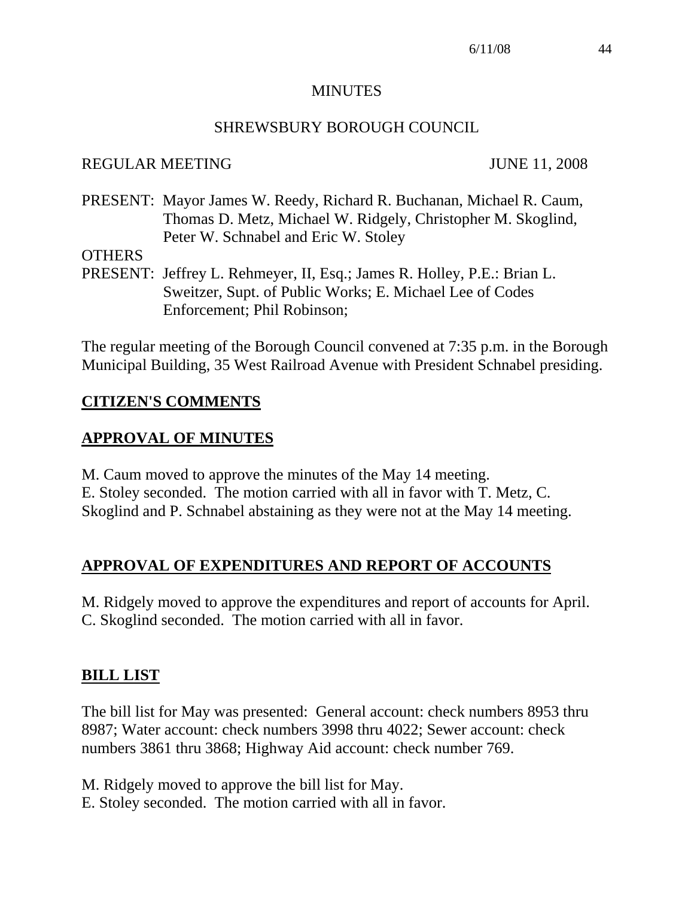# MINUTES

## SHREWSBURY BOROUGH COUNCIL

REGULAR MEETING JUNE 11, 2008

PRESENT: Mayor James W. Reedy, Richard R. Buchanan, Michael R. Caum, Thomas D. Metz, Michael W. Ridgely, Christopher M. Skoglind, Peter W. Schnabel and Eric W. Stoley

OTHERS
PRESENT: Jeffrey L. Rehmeyer, II, Esq.; James R. Holley, P.E.: Brian L. Sweitzer, Supt. of Public Works; E. Michael Lee of Codes Enforcement; Phil Robinson;

The regular meeting of the Borough Council convened at 7:35 p.m. in the Borough Municipal Building, 35 West Railroad Avenue with President Schnabel presiding.

### CITIZEN'S COMMENTS

### APPROVAL OF MINUTES

M. Caum moved to approve the minutes of the May 14 meeting.
E. Stoley seconded. The motion carried with all in favor with T. Metz, C. Skoglind and P. Schnabel abstaining as they were not at the May 14 meeting.

### APPROVAL OF EXPENDITURES AND REPORT OF ACCOUNTS

M. Ridgely moved to approve the expenditures and report of accounts for April.
C. Skoglind seconded. The motion carried with all in favor.

### BILL LIST

The bill list for May was presented: General account: check numbers 8953 thru 8987; Water account: check numbers 3998 thru 4022; Sewer account: check numbers 3861 thru 3868; Highway Aid account: check number 769.

M. Ridgely moved to approve the bill list for May.
E. Stoley seconded. The motion carried with all in favor.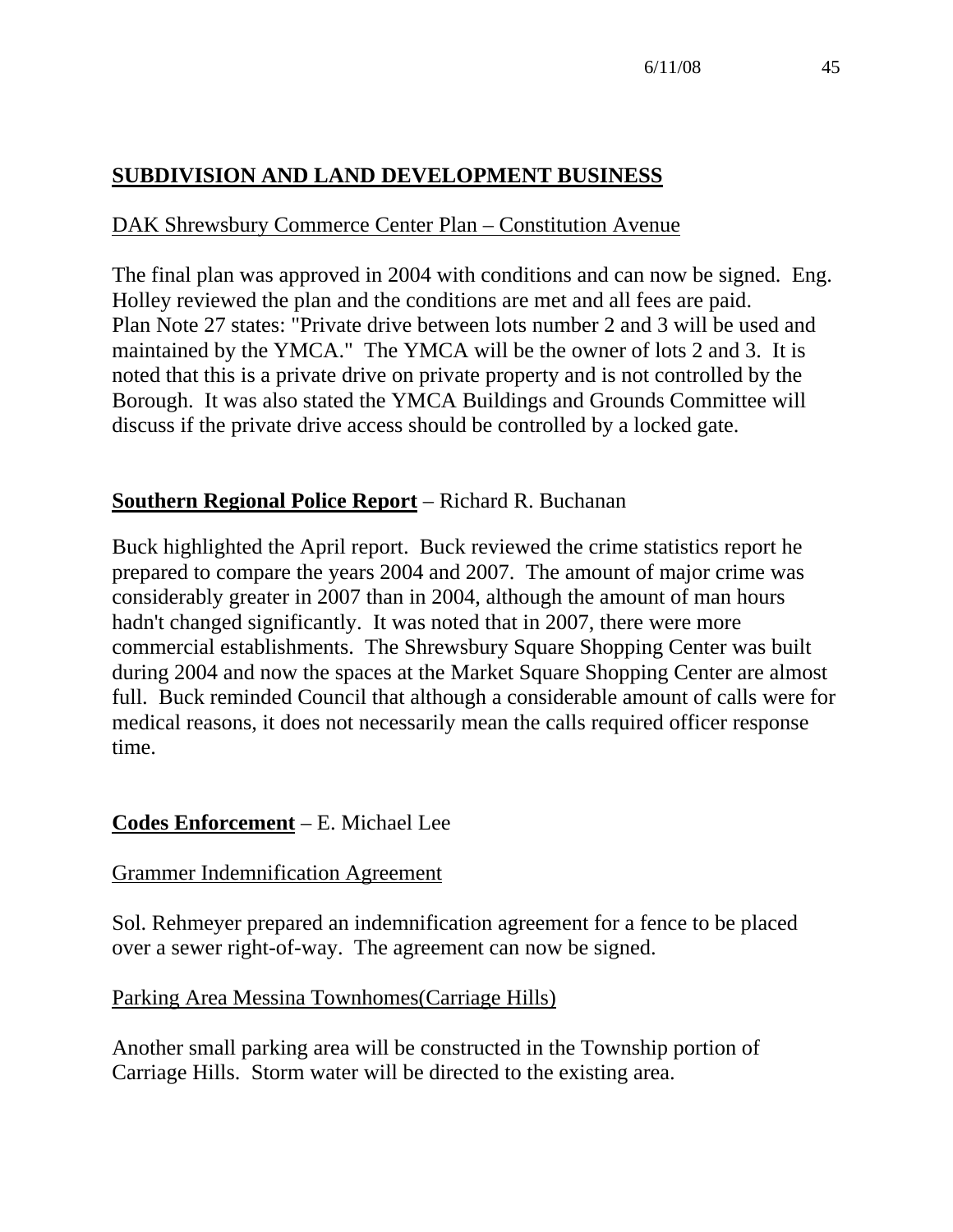## **SUBDIVISION AND LAND DEVELOPMENT BUSINESS**

DAK Shrewsbury Commerce Center Plan – Constitution Avenue

The final plan was approved in 2004 with conditions and can now be signed. Eng. Holley reviewed the plan and the conditions are met and all fees are paid. Plan Note 27 states: "Private drive between lots number 2 and 3 will be used and maintained by the YMCA." The YMCA will be the owner of lots 2 and 3. It is noted that this is a private drive on private property and is not controlled by the Borough. It was also stated the YMCA Buildings and Grounds Committee will discuss if the private drive access should be controlled by a locked gate.

**Southern Regional Police Report** – Richard R. Buchanan

Buck highlighted the April report. Buck reviewed the crime statistics report he prepared to compare the years 2004 and 2007. The amount of major crime was considerably greater in 2007 than in 2004, although the amount of man hours hadn't changed significantly. It was noted that in 2007, there were more commercial establishments. The Shrewsbury Square Shopping Center was built during 2004 and now the spaces at the Market Square Shopping Center are almost full. Buck reminded Council that although a considerable amount of calls were for medical reasons, it does not necessarily mean the calls required officer response time.

**Codes Enforcement** – E. Michael Lee

Grammer Indemnification Agreement

Sol. Rehmeyer prepared an indemnification agreement for a fence to be placed over a sewer right-of-way. The agreement can now be signed.

Parking Area Messina Townhomes(Carriage Hills)

Another small parking area will be constructed in the Township portion of Carriage Hills. Storm water will be directed to the existing area.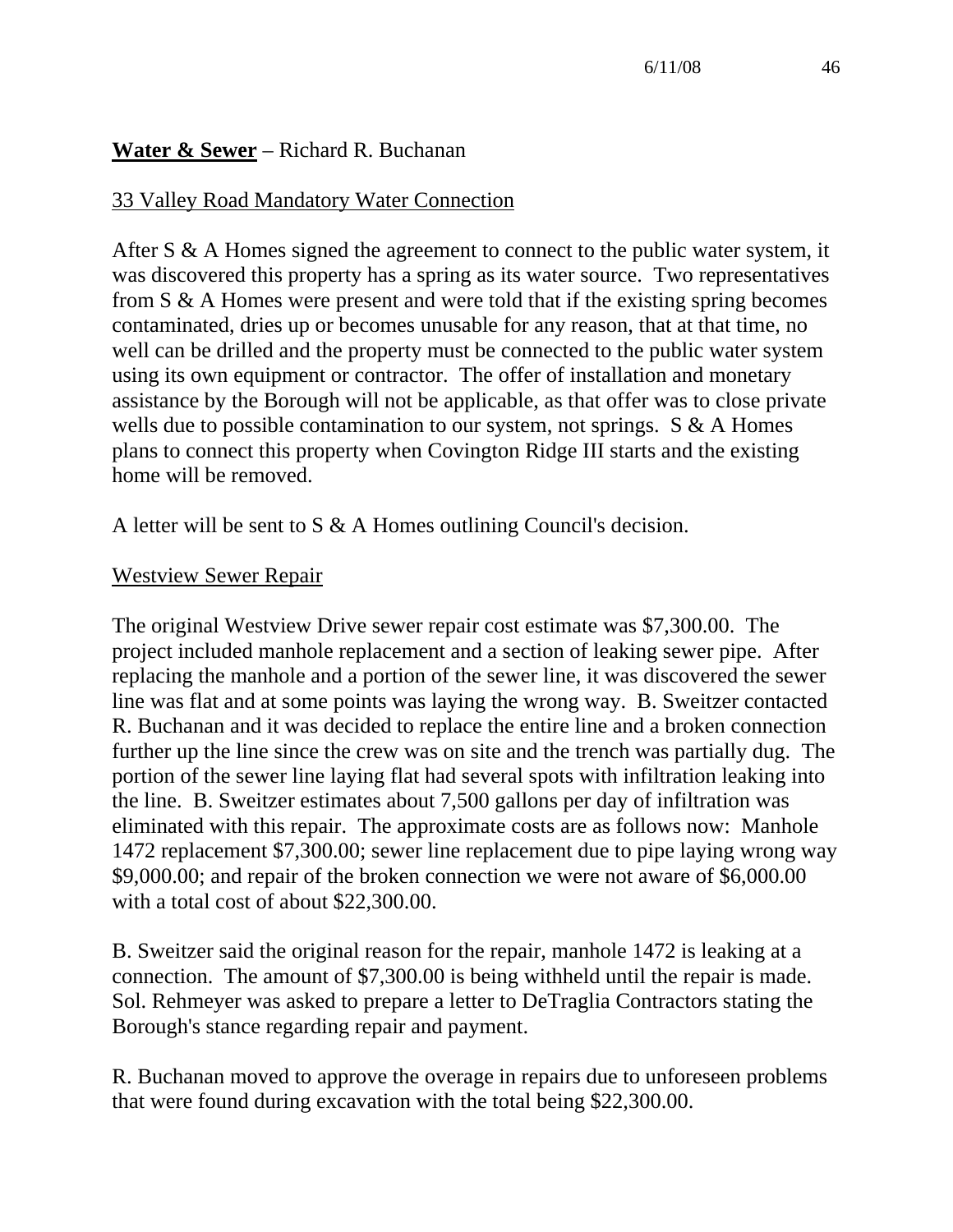**Water & Sewer** – Richard R. Buchanan

33 Valley Road Mandatory Water Connection

After S & A Homes signed the agreement to connect to the public water system, it was discovered this property has a spring as its water source. Two representatives from S & A Homes were present and were told that if the existing spring becomes contaminated, dries up or becomes unusable for any reason, that at that time, no well can be drilled and the property must be connected to the public water system using its own equipment or contractor. The offer of installation and monetary assistance by the Borough will not be applicable, as that offer was to close private wells due to possible contamination to our system, not springs. S & A Homes plans to connect this property when Covington Ridge III starts and the existing home will be removed.

A letter will be sent to S & A Homes outlining Council's decision.

Westview Sewer Repair

The original Westview Drive sewer repair cost estimate was $7,300.00. The project included manhole replacement and a section of leaking sewer pipe. After replacing the manhole and a portion of the sewer line, it was discovered the sewer line was flat and at some points was laying the wrong way. B. Sweitzer contacted R. Buchanan and it was decided to replace the entire line and a broken connection further up the line since the crew was on site and the trench was partially dug. The portion of the sewer line laying flat had several spots with infiltration leaking into the line. B. Sweitzer estimates about 7,500 gallons per day of infiltration was eliminated with this repair. The approximate costs are as follows now: Manhole 1472 replacement $7,300.00; sewer line replacement due to pipe laying wrong way $9,000.00; and repair of the broken connection we were not aware of $6,000.00 with a total cost of about $22,300.00.

B. Sweitzer said the original reason for the repair, manhole 1472 is leaking at a connection. The amount of $7,300.00 is being withheld until the repair is made. Sol. Rehmeyer was asked to prepare a letter to DeTraglia Contractors stating the Borough's stance regarding repair and payment.

R. Buchanan moved to approve the overage in repairs due to unforeseen problems that were found during excavation with the total being $22,300.00.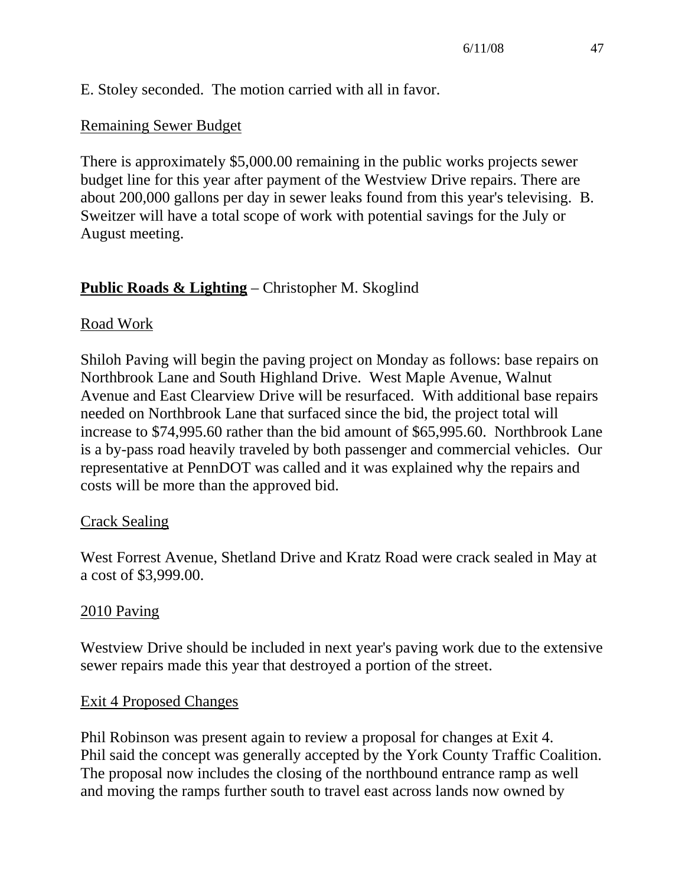E. Stoley seconded. The motion carried with all in favor.

Remaining Sewer Budget

There is approximately $5,000.00 remaining in the public works projects sewer budget line for this year after payment of the Westview Drive repairs. There are about 200,000 gallons per day in sewer leaks found from this year's televising. B. Sweitzer will have a total scope of work with potential savings for the July or August meeting.

**Public Roads & Lighting** – Christopher M. Skoglind

Road Work

Shiloh Paving will begin the paving project on Monday as follows: base repairs on Northbrook Lane and South Highland Drive. West Maple Avenue, Walnut Avenue and East Clearview Drive will be resurfaced. With additional base repairs needed on Northbrook Lane that surfaced since the bid, the project total will increase to $74,995.60 rather than the bid amount of $65,995.60. Northbrook Lane is a by-pass road heavily traveled by both passenger and commercial vehicles. Our representative at PennDOT was called and it was explained why the repairs and costs will be more than the approved bid.

Crack Sealing

West Forrest Avenue, Shetland Drive and Kratz Road were crack sealed in May at a cost of $3,999.00.

2010 Paving

Westview Drive should be included in next year's paving work due to the extensive sewer repairs made this year that destroyed a portion of the street.

Exit 4 Proposed Changes

Phil Robinson was present again to review a proposal for changes at Exit 4. Phil said the concept was generally accepted by the York County Traffic Coalition. The proposal now includes the closing of the northbound entrance ramp as well and moving the ramps further south to travel east across lands now owned by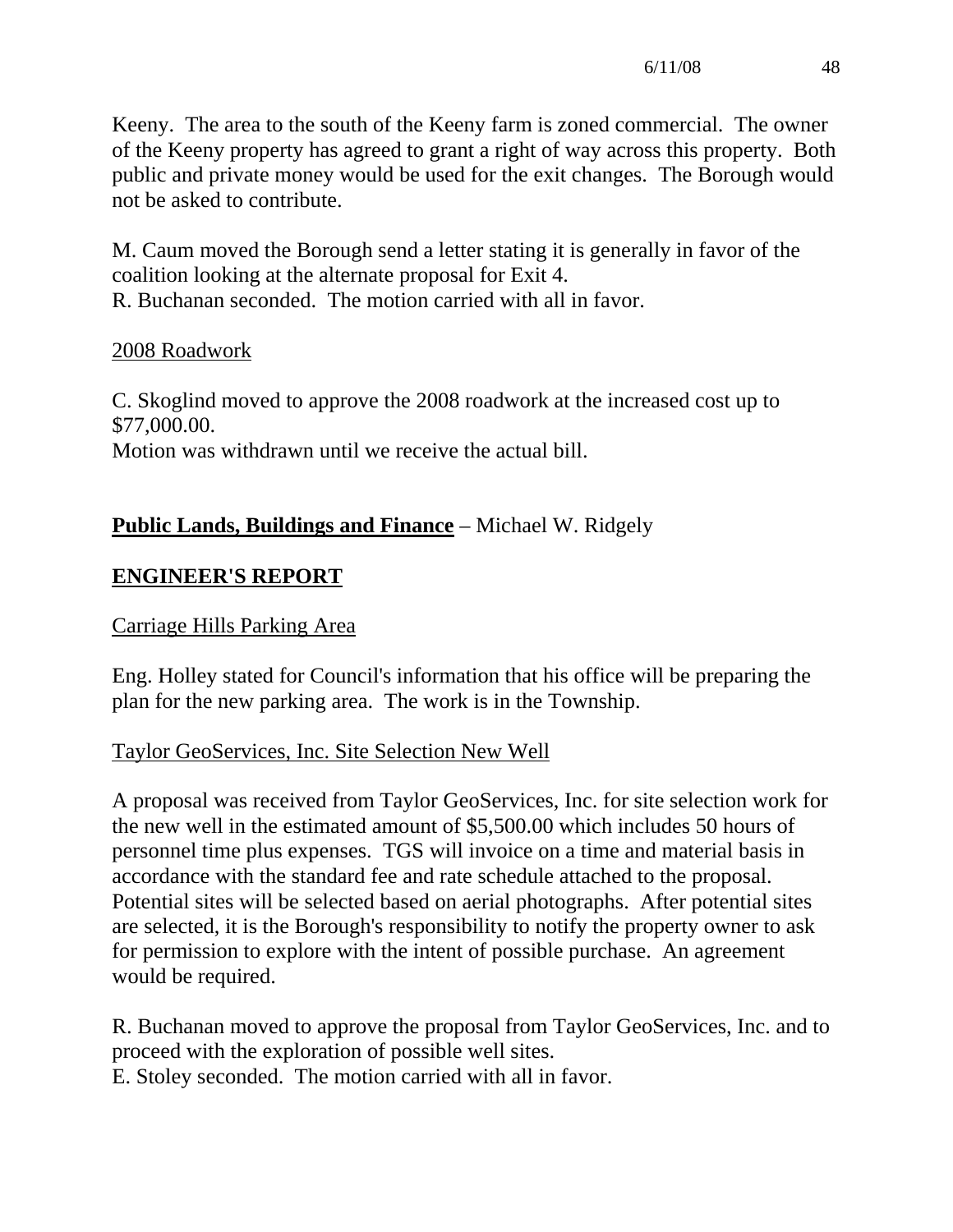Keeny. The area to the south of the Keeny farm is zoned commercial. The owner of the Keeny property has agreed to grant a right of way across this property. Both public and private money would be used for the exit changes. The Borough would not be asked to contribute.

M. Caum moved the Borough send a letter stating it is generally in favor of the coalition looking at the alternate proposal for Exit 4.
R. Buchanan seconded. The motion carried with all in favor.

<u>2008 Roadwork</u>

C. Skoglind moved to approve the 2008 roadwork at the increased cost up to $77,000.00.
Motion was withdrawn until we receive the actual bill.

**<u>Public Lands, Buildings and Finance</u>** – Michael W. Ridgely

## <u>ENGINEER'S REPORT</u>

<u>Carriage Hills Parking Area</u>

Eng. Holley stated for Council's information that his office will be preparing the plan for the new parking area. The work is in the Township.

<u>Taylor GeoServices, Inc. Site Selection New Well</u>

A proposal was received from Taylor GeoServices, Inc. for site selection work for the new well in the estimated amount of $5,500.00 which includes 50 hours of personnel time plus expenses. TGS will invoice on a time and material basis in accordance with the standard fee and rate schedule attached to the proposal. Potential sites will be selected based on aerial photographs. After potential sites are selected, it is the Borough's responsibility to notify the property owner to ask for permission to explore with the intent of possible purchase. An agreement would be required.

R. Buchanan moved to approve the proposal from Taylor GeoServices, Inc. and to proceed with the exploration of possible well sites.
E. Stoley seconded. The motion carried with all in favor.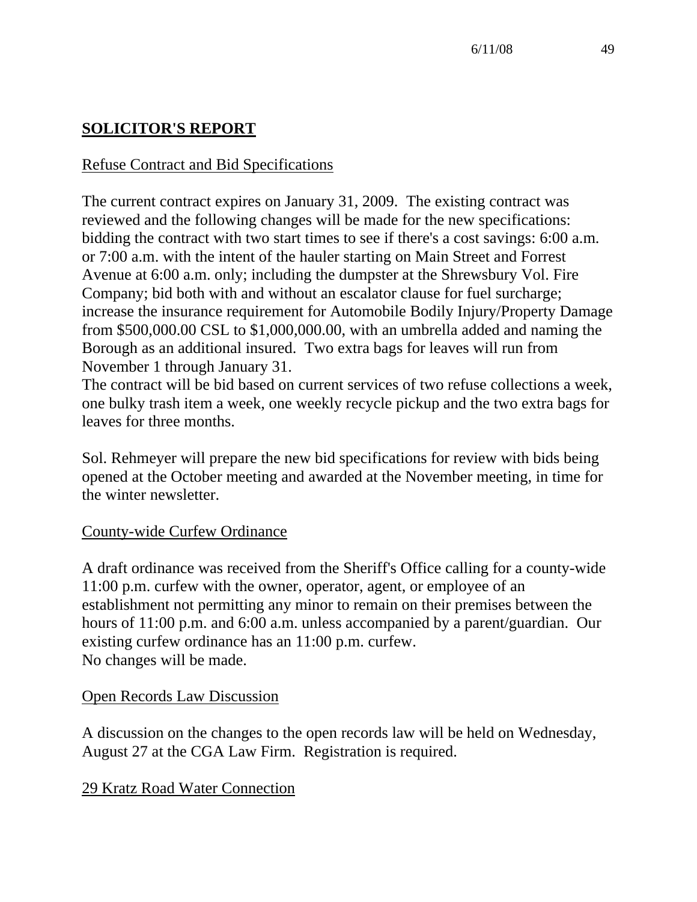## SOLICITOR'S REPORT

Refuse Contract and Bid Specifications

The current contract expires on January 31, 2009. The existing contract was reviewed and the following changes will be made for the new specifications: bidding the contract with two start times to see if there's a cost savings: 6:00 a.m. or 7:00 a.m. with the intent of the hauler starting on Main Street and Forrest Avenue at 6:00 a.m. only; including the dumpster at the Shrewsbury Vol. Fire Company; bid both with and without an escalator clause for fuel surcharge; increase the insurance requirement for Automobile Bodily Injury/Property Damage from $500,000.00 CSL to $1,000,000.00, with an umbrella added and naming the Borough as an additional insured. Two extra bags for leaves will run from November 1 through January 31.
The contract will be bid based on current services of two refuse collections a week, one bulky trash item a week, one weekly recycle pickup and the two extra bags for leaves for three months.

Sol. Rehmeyer will prepare the new bid specifications for review with bids being opened at the October meeting and awarded at the November meeting, in time for the winter newsletter.

County-wide Curfew Ordinance

A draft ordinance was received from the Sheriff's Office calling for a county-wide 11:00 p.m. curfew with the owner, operator, agent, or employee of an establishment not permitting any minor to remain on their premises between the hours of 11:00 p.m. and 6:00 a.m. unless accompanied by a parent/guardian. Our existing curfew ordinance has an 11:00 p.m. curfew.
No changes will be made.

Open Records Law Discussion

A discussion on the changes to the open records law will be held on Wednesday, August 27 at the CGA Law Firm. Registration is required.

29 Kratz Road Water Connection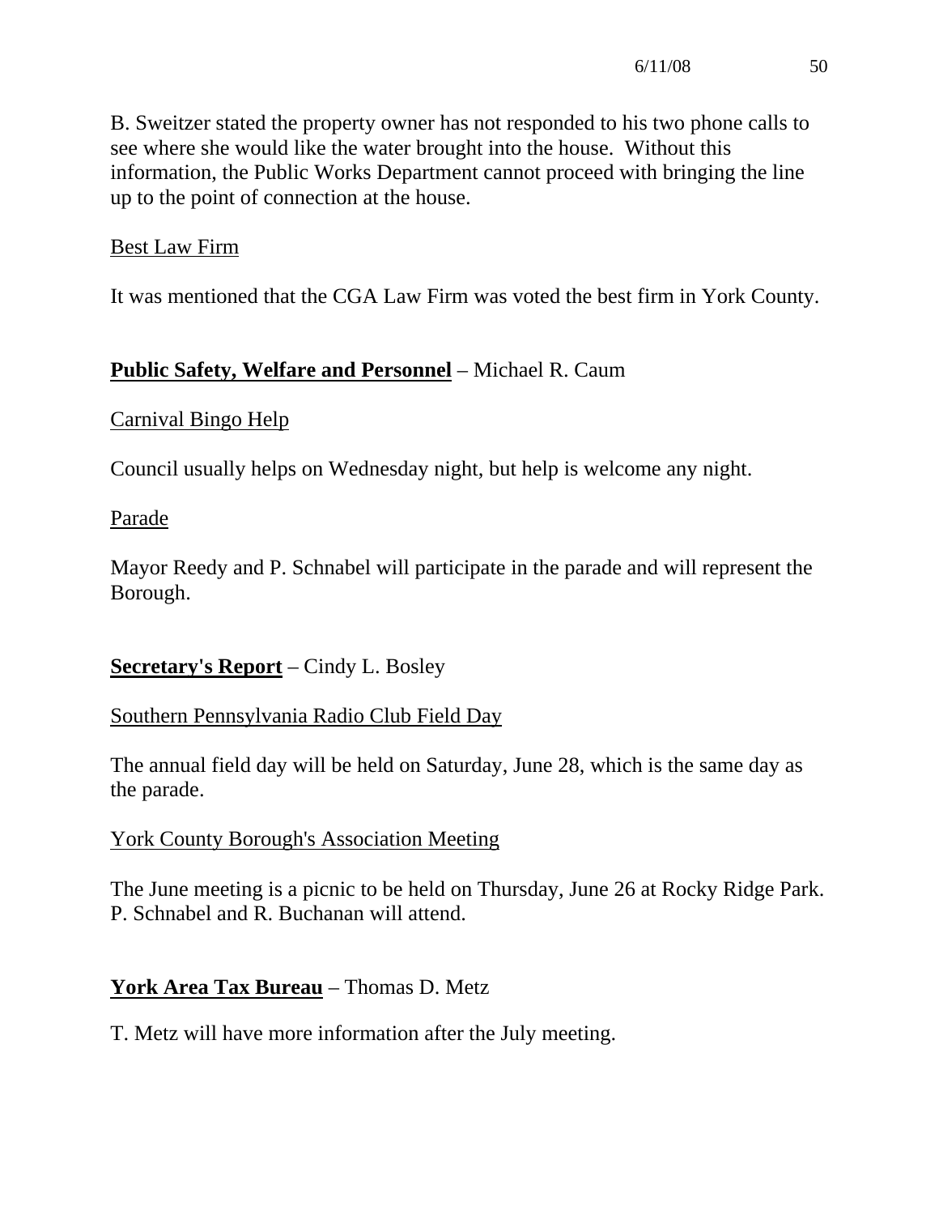B. Sweitzer stated the property owner has not responded to his two phone calls to see where she would like the water brought into the house. Without this information, the Public Works Department cannot proceed with bringing the line up to the point of connection at the house.

Best Law Firm

It was mentioned that the CGA Law Firm was voted the best firm in York County.

**Public Safety, Welfare and Personnel** – Michael R. Caum

Carnival Bingo Help

Council usually helps on Wednesday night, but help is welcome any night.

Parade

Mayor Reedy and P. Schnabel will participate in the parade and will represent the Borough.

**Secretary's Report** – Cindy L. Bosley

Southern Pennsylvania Radio Club Field Day

The annual field day will be held on Saturday, June 28, which is the same day as the parade.

York County Borough's Association Meeting

The June meeting is a picnic to be held on Thursday, June 26 at Rocky Ridge Park. P. Schnabel and R. Buchanan will attend.

**York Area Tax Bureau** – Thomas D. Metz

T. Metz will have more information after the July meeting.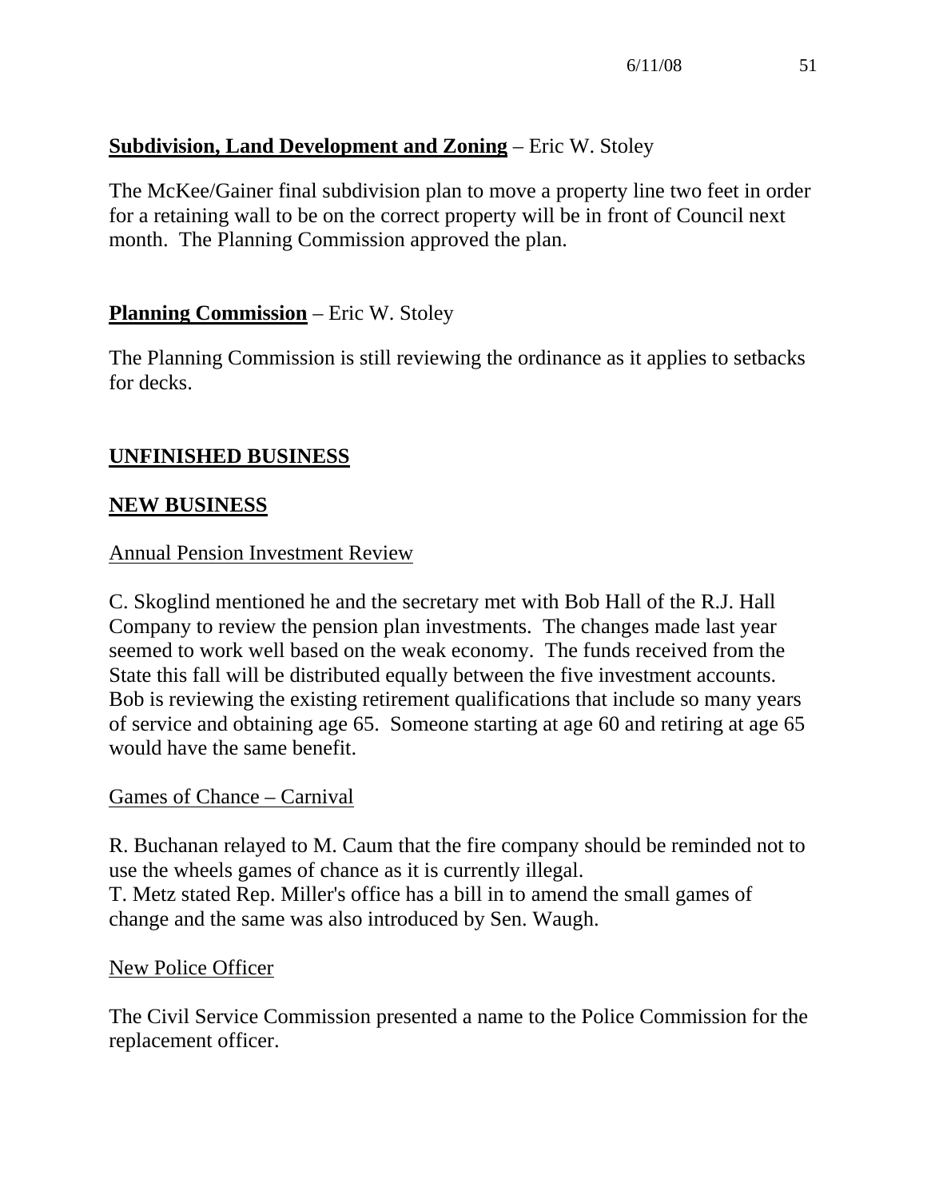**Subdivision, Land Development and Zoning** – Eric W. Stoley

The McKee/Gainer final subdivision plan to move a property line two feet in order for a retaining wall to be on the correct property will be in front of Council next month. The Planning Commission approved the plan.

**Planning Commission** – Eric W. Stoley

The Planning Commission is still reviewing the ordinance as it applies to setbacks for decks.

**UNFINISHED BUSINESS**

**NEW BUSINESS**

Annual Pension Investment Review

C. Skoglind mentioned he and the secretary met with Bob Hall of the R.J. Hall Company to review the pension plan investments. The changes made last year seemed to work well based on the weak economy. The funds received from the State this fall will be distributed equally between the five investment accounts. Bob is reviewing the existing retirement qualifications that include so many years of service and obtaining age 65. Someone starting at age 60 and retiring at age 65 would have the same benefit.

Games of Chance – Carnival

R. Buchanan relayed to M. Caum that the fire company should be reminded not to use the wheels games of chance as it is currently illegal.
T. Metz stated Rep. Miller's office has a bill in to amend the small games of change and the same was also introduced by Sen. Waugh.

New Police Officer

The Civil Service Commission presented a name to the Police Commission for the replacement officer.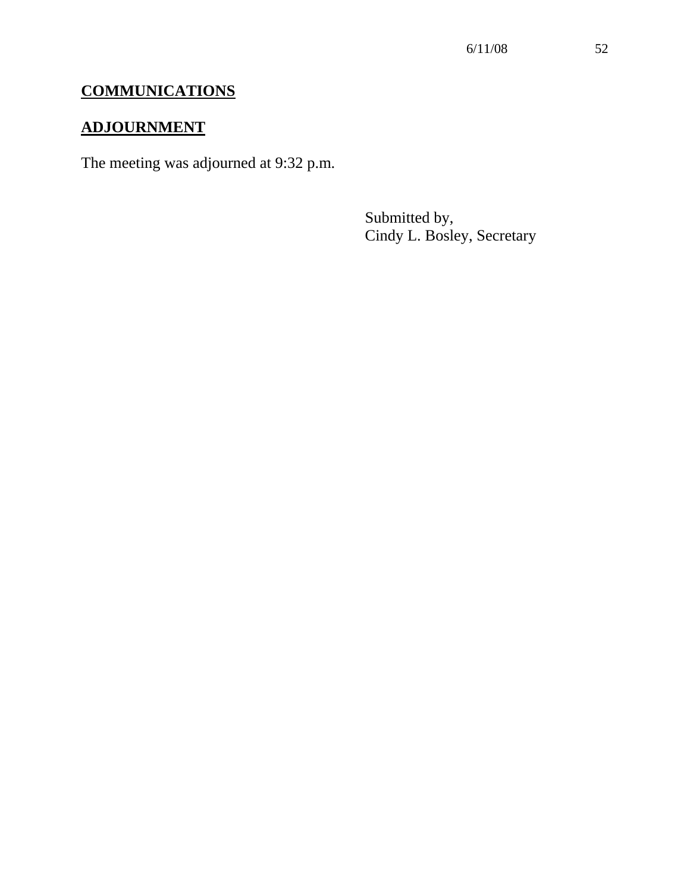## COMMUNICATIONS

## ADJOURNMENT

The meeting was adjourned at 9:32 p.m.

Submitted by,
Cindy L. Bosley, Secretary